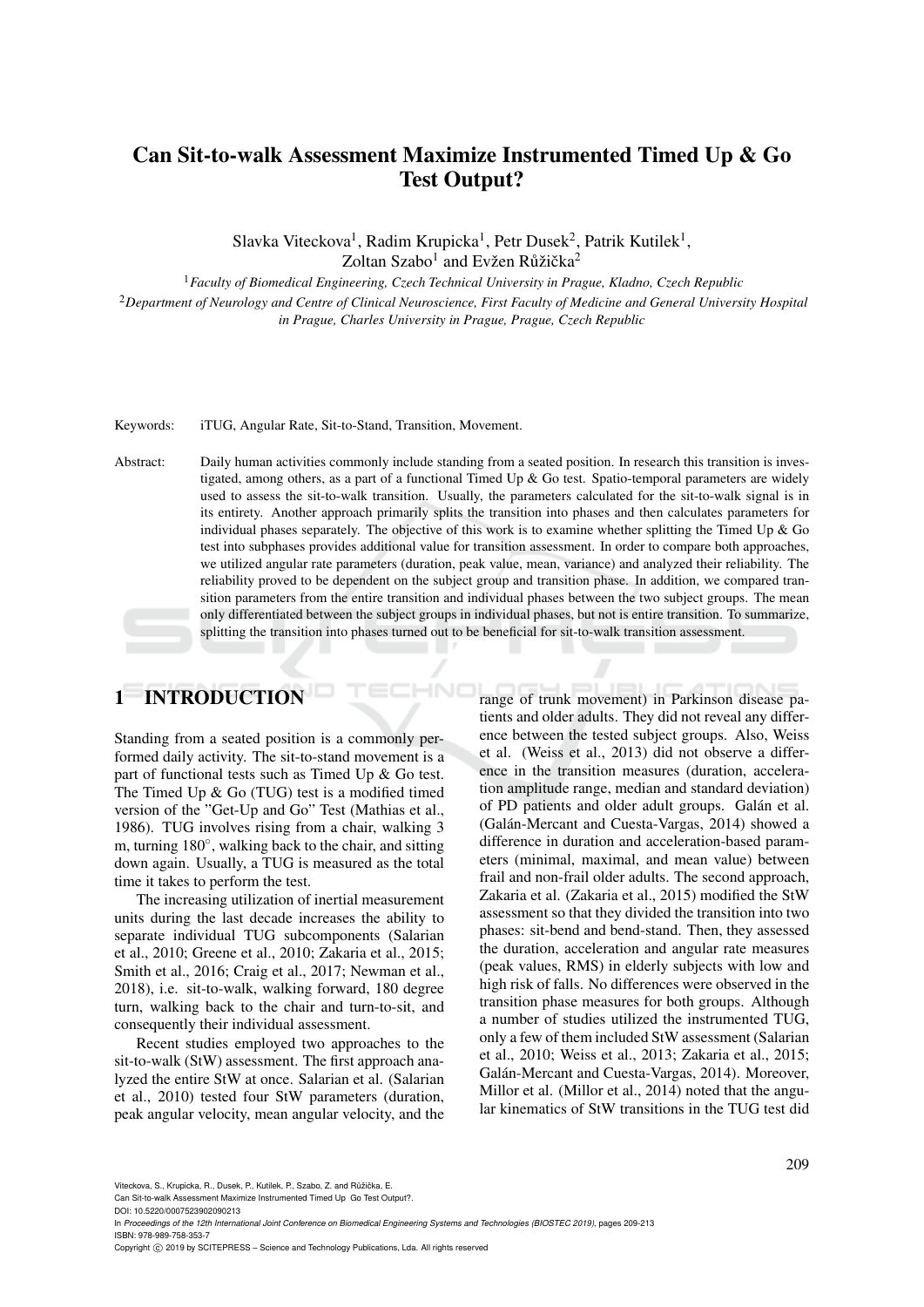# Can Sit-to-walk Assessment Maximize Instrumented Timed Up & Go Test Output?

Slavka Viteckova[1], Radim Krupicka[1], Petr Dusek[2], Patrik Kutilek[1], Zoltan Szabo[1] and Evžen Růžička[2]

[1]*Faculty of Biomedical Engineering, Czech Technical University in Prague, Kladno, Czech Republic*

[2]*Department of Neurology and Centre of Clinical Neuroscience, First Faculty of Medicine and General University Hospital in Prague, Charles University in Prague, Prague, Czech Republic*

Keywords: iTUG, Angular Rate, Sit-to-Stand, Transition, Movement.

Abstract: Daily human activities commonly include standing from a seated position. In research this transition is investigated, among others, as a part of a functional Timed Up & Go test. Spatio-temporal parameters are widely used to assess the sit-to-walk transition. Usually, the parameters calculated for the sit-to-walk signal is in its entirety. Another approach primarily splits the transition into phases and then calculates parameters for individual phases separately. The objective of this work is to examine whether splitting the Timed Up & Go test into subphases provides additional value for transition assessment. In order to compare both approaches, we utilized angular rate parameters (duration, peak value, mean, variance) and analyzed their reliability. The reliability proved to be dependent on the subject group and transition phase. In addition, we compared transition parameters from the entire transition and individual phases between the two subject groups. The mean only differentiated between the subject groups in individual phases, but not is entire transition. To summarize, splitting the transition into phases turned out to be beneficial for sit-to-walk transition assessment.

## 1 INTRODUCTION

Standing from a seated position is a commonly performed daily activity. The sit-to-stand movement is a part of functional tests such as Timed Up & Go test. The Timed Up & Go (TUG) test is a modified timed version of the "Get-Up and Go" Test (Mathias et al., 1986). TUG involves rising from a chair, walking 3 m, turning 180°, walking back to the chair, and sitting down again. Usually, a TUG is measured as the total time it takes to perform the test.

The increasing utilization of inertial measurement units during the last decade increases the ability to separate individual TUG subcomponents (Salarian et al., 2010; Greene et al., 2010; Zakaria et al., 2015; Smith et al., 2016; Craig et al., 2017; Newman et al., 2018), i.e. sit-to-walk, walking forward, 180 degree turn, walking back to the chair and turn-to-sit, and consequently their individual assessment.

Recent studies employed two approaches to the sit-to-walk (StW) assessment. The first approach analyzed the entire StW at once. Salarian et al. (Salarian et al., 2010) tested four StW parameters (duration, peak angular velocity, mean angular velocity, and the range of trunk movement) in Parkinson disease patients and older adults. They did not reveal any difference between the tested subject groups. Also, Weiss et al. (Weiss et al., 2013) did not observe a difference in the transition measures (duration, acceleration amplitude range, median and standard deviation) of PD patients and older adult groups. Galán et al. (Galán-Mercant and Cuesta-Vargas, 2014) showed a difference in duration and acceleration-based parameters (minimal, maximal, and mean value) between frail and non-frail older adults. The second approach, Zakaria et al. (Zakaria et al., 2015) modified the StW assessment so that they divided the transition into two phases: sit-bend and bend-stand. Then, they assessed the duration, acceleration and angular rate measures (peak values, RMS) in elderly subjects with low and high risk of falls. No differences were observed in the transition phase measures for both groups. Although a number of studies utilized the instrumented TUG, only a few of them included StW assessment (Salarian et al., 2010; Weiss et al., 2013; Zakaria et al., 2015; Galán-Mercant and Cuesta-Vargas, 2014). Moreover, Millor et al. (Millor et al., 2014) noted that the angular kinematics of StW transitions in the TUG test did

Viteckova, S., Krupicka, R., Dusek, P., Kutilek, P., Szabo, Z. and Růžička, E.
Can Sit-to-walk Assessment Maximize Instrumented Timed Up Go Test Output?.
DOI: 10.5220/0007523902090213
In *Proceedings of the 12th International Joint Conference on Biomedical Engineering Systems and Technologies (BIOSTEC 2019)*, pages 209-213
ISBN: 978-989-758-353-7
Copyright © 2019 by SCITEPRESS – Science and Technology Publications, Lda. All rights reserved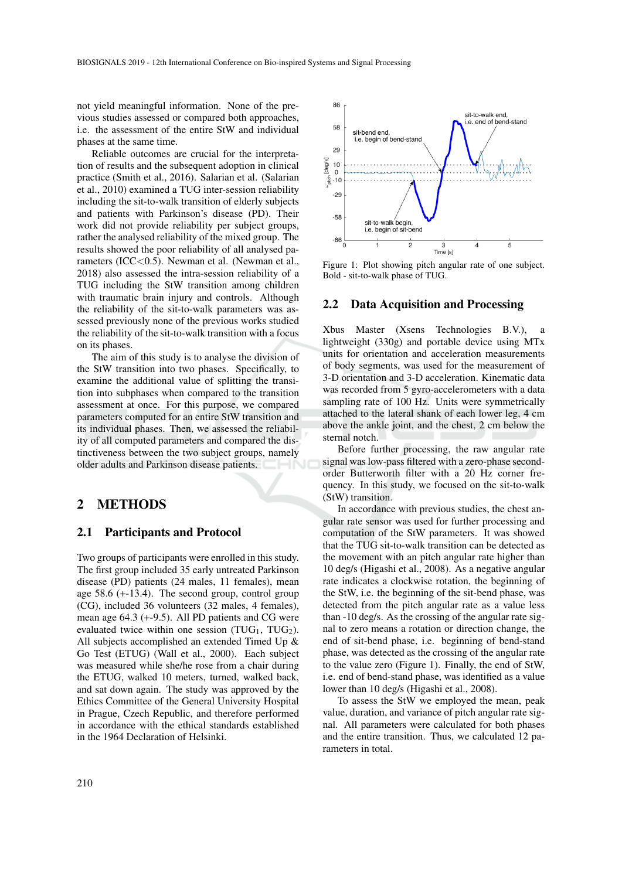not yield meaningful information. None of the previous studies assessed or compared both approaches, i.e. the assessment of the entire StW and individual phases at the same time.

Reliable outcomes are crucial for the interpretation of results and the subsequent adoption in clinical practice (Smith et al., 2016). Salarian et al. (Salarian et al., 2010) examined a TUG inter-session reliability including the sit-to-walk transition of elderly subjects and patients with Parkinson's disease (PD). Their work did not provide reliability per subject groups, rather the analysed reliability of the mixed group. The results showed the poor reliability of all analysed parameters (ICC<0.5). Newman et al. (Newman et al., 2018) also assessed the intra-session reliability of a TUG including the StW transition among children with traumatic brain injury and controls. Although the reliability of the sit-to-walk parameters was assessed previously none of the previous works studied the reliability of the sit-to-walk transition with a focus on its phases.

The aim of this study is to analyse the division of the StW transition into two phases. Specifically, to examine the additional value of splitting the transition into subphases when compared to the transition assessment at once. For this purpose, we compared parameters computed for an entire StW transition and its individual phases. Then, we assessed the reliability of all computed parameters and compared the distinctiveness between the two subject groups, namely older adults and Parkinson disease patients.

## 2 METHODS

### 2.1 Participants and Protocol

Two groups of participants were enrolled in this study. The first group included 35 early untreated Parkinson disease (PD) patients (24 males, 11 females), mean age 58.6 (+-13.4). The second group, control group (CG), included 36 volunteers (32 males, 4 females), mean age 64.3 (+-9.5). All PD patients and CG were evaluated twice within one session ($TUG_1$, $TUG_2$). All subjects accomplished an extended Timed Up & Go Test (ETUG) (Wall et al., 2000). Each subject was measured while she/he rose from a chair during the ETUG, walked 10 meters, turned, walked back, and sat down again. The study was approved by the Ethics Committee of the General University Hospital in Prague, Czech Republic, and therefore performed in accordance with the ethical standards established in the 1964 Declaration of Helsinki.

Figure 1: Plot showing pitch angular rate of one subject. Bold - sit-to-walk phase of TUG.

### 2.2 Data Acquisition and Processing

Xbus Master (Xsens Technologies B.V.), a lightweight (330g) and portable device using MTx units for orientation and acceleration measurements of body segments, was used for the measurement of 3-D orientation and 3-D acceleration. Kinematic data was recorded from 5 gyro-accelerometers with a data sampling rate of 100 Hz. Units were symmetrically attached to the lateral shank of each lower leg, 4 cm above the ankle joint, and the chest, 2 cm below the sternal notch.

Before further processing, the raw angular rate signal was low-pass filtered with a zero-phase second-order Butterworth filter with a 20 Hz corner frequency. In this study, we focused on the sit-to-walk (StW) transition.

In accordance with previous studies, the chest angular rate sensor was used for further processing and computation of the StW parameters. It was showed that the TUG sit-to-walk transition can be detected as the movement with an pitch angular rate higher than 10 deg/s (Higashi et al., 2008). As a negative angular rate indicates a clockwise rotation, the beginning of the StW, i.e. the beginning of the sit-bend phase, was detected from the pitch angular rate as a value less than -10 deg/s. As the crossing of the angular rate signal to zero means a rotation or direction change, the end of sit-bend phase, i.e. beginning of bend-stand phase, was detected as the crossing of the angular rate to the value zero (Figure 1). Finally, the end of StW, i.e. end of bend-stand phase, was identified as a value lower than 10 deg/s (Higashi et al., 2008).

To assess the StW we employed the mean, peak value, duration, and variance of pitch angular rate signal. All parameters were calculated for both phases and the entire transition. Thus, we calculated 12 parameters in total.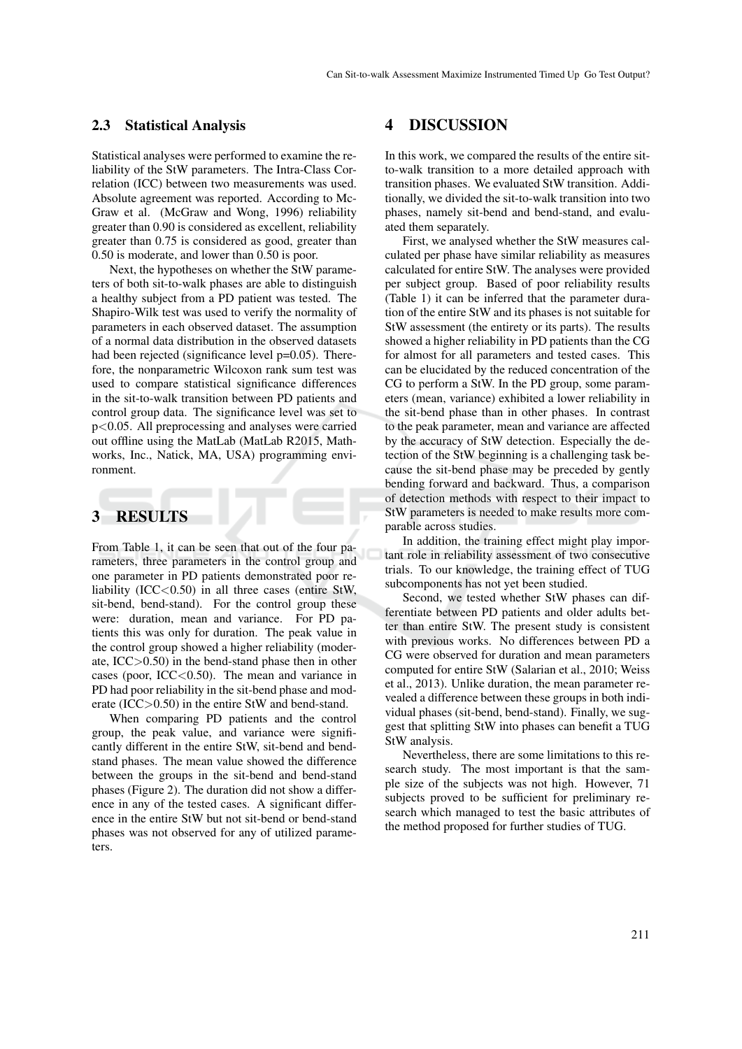### 2.3 Statistical Analysis

Statistical analyses were performed to examine the reliability of the StW parameters. The Intra-Class Correlation (ICC) between two measurements was used. Absolute agreement was reported. According to McGraw et al. (McGraw and Wong, 1996) reliability greater than 0.90 is considered as excellent, reliability greater than 0.75 is considered as good, greater than 0.50 is moderate, and lower than 0.50 is poor.

Next, the hypotheses on whether the StW parameters of both sit-to-walk phases are able to distinguish a healthy subject from a PD patient was tested. The Shapiro-Wilk test was used to verify the normality of parameters in each observed dataset. The assumption of a normal data distribution in the observed datasets had been rejected (significance level p=0.05). Therefore, the nonparametric Wilcoxon rank sum test was used to compare statistical significance differences in the sit-to-walk transition between PD patients and control group data. The significance level was set to $p<0.05$. All preprocessing and analyses were carried out offline using the MatLab (MatLab R2015, Mathworks, Inc., Natick, MA, USA) programming environment.

## 3 RESULTS

From Table 1, it can be seen that out of the four parameters, three parameters in the control group and one parameter in PD patients demonstrated poor reliability (ICC<0.50) in all three cases (entire StW, sit-bend, bend-stand). For the control group these were: duration, mean and variance. For PD patients this was only for duration. The peak value in the control group showed a higher reliability (moderate, ICC>0.50) in the bend-stand phase then in other cases (poor, ICC<0.50). The mean and variance in PD had poor reliability in the sit-bend phase and moderate (ICC>0.50) in the entire StW and bend-stand.

When comparing PD patients and the control group, the peak value, and variance were significantly different in the entire StW, sit-bend and bend-stand phases. The mean value showed the difference between the groups in the sit-bend and bend-stand phases (Figure 2). The duration did not show a difference in any of the tested cases. A significant difference in the entire StW but not sit-bend or bend-stand phases was not observed for any of utilized parameters.

## 4 DISCUSSION

In this work, we compared the results of the entire sit-to-walk transition to a more detailed approach with transition phases. We evaluated StW transition. Additionally, we divided the sit-to-walk transition into two phases, namely sit-bend and bend-stand, and evaluated them separately.

First, we analysed whether the StW measures calculated per phase have similar reliability as measures calculated for entire StW. The analyses were provided per subject group. Based of poor reliability results (Table 1) it can be inferred that the parameter duration of the entire StW and its phases is not suitable for StW assessment (the entirety or its parts). The results showed a higher reliability in PD patients than the CG for almost for all parameters and tested cases. This can be elucidated by the reduced concentration of the CG to perform a StW. In the PD group, some parameters (mean, variance) exhibited a lower reliability in the sit-bend phase than in other phases. In contrast to the peak parameter, mean and variance are affected by the accuracy of StW detection. Especially the detection of the StW beginning is a challenging task because the sit-bend phase may be preceded by gently bending forward and backward. Thus, a comparison of detection methods with respect to their impact to StW parameters is needed to make results more comparable across studies.

In addition, the training effect might play important role in reliability assessment of two consecutive trials. To our knowledge, the training effect of TUG subcomponents has not yet been studied.

Second, we tested whether StW phases can differentiate between PD patients and older adults better than entire StW. The present study is consistent with previous works. No differences between PD a CG were observed for duration and mean parameters computed for entire StW (Salarian et al., 2010; Weiss et al., 2013). Unlike duration, the mean parameter revealed a difference between these groups in both individual phases (sit-bend, bend-stand). Finally, we suggest that splitting StW into phases can benefit a TUG StW analysis.

Nevertheless, there are some limitations to this research study. The most important is that the sample size of the subjects was not high. However, 71 subjects proved to be sufficient for preliminary research which managed to test the basic attributes of the method proposed for further studies of TUG.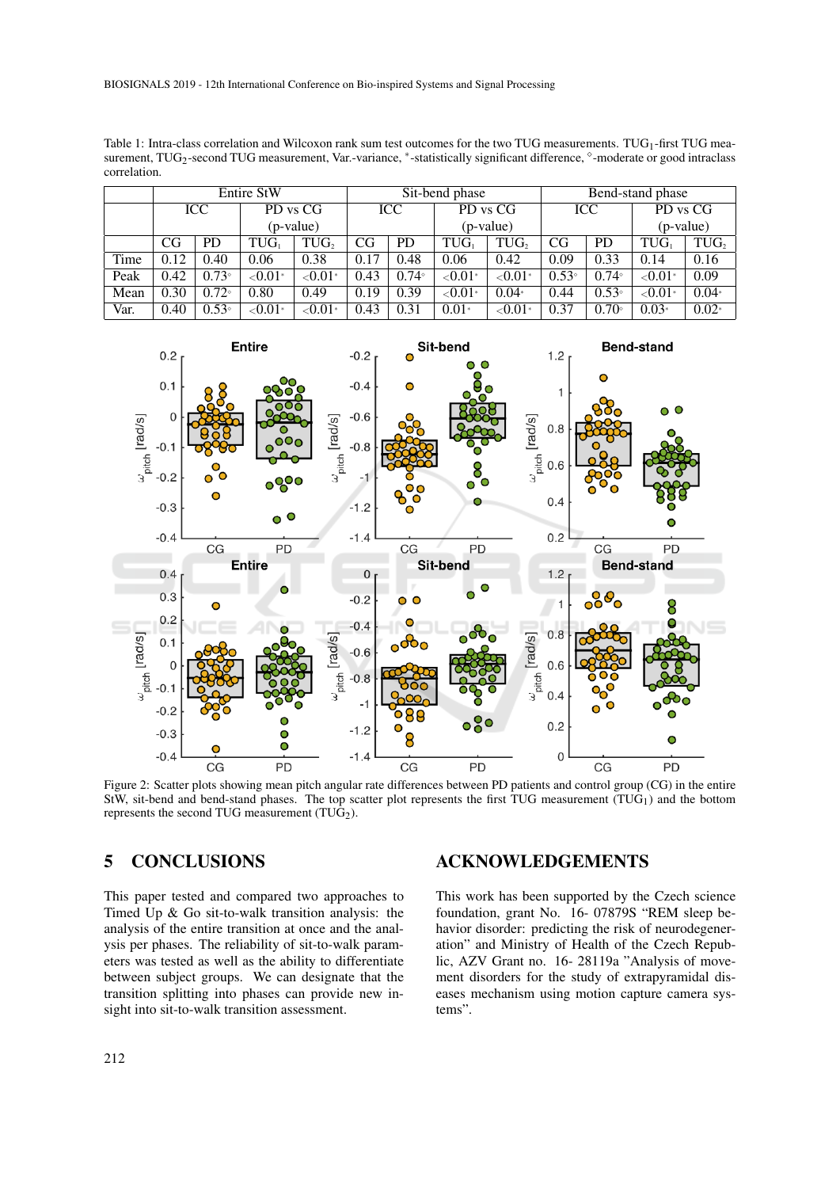Table 1: Intra-class correlation and Wilcoxon rank sum test outcomes for the two TUG measurements. $TUG_1$-first TUG measurement, $TUG_2$-second TUG measurement, Var.-variance, *-statistically significant difference, ◇-moderate or good intraclass correlation.

| | Entire StW | | | | Sit-bend phase | | | | Bend-stand phase | | | |
|---|---|---|---|---|---|---|---|---|---|---|---|---|
| | ICC | | PD vs CG (p-value) | | ICC | | PD vs CG (p-value) | | ICC | | PD vs CG (p-value) | |
| | CG | PD | $TUG_1$ | $TUG_2$ | CG | PD | $TUG_1$ | $TUG_2$ | CG | PD | $TUG_1$ | $TUG_2$ |
| Time | 0.12 | 0.40 | 0.06 | 0.38 | 0.17 | 0.48 | 0.06 | 0.42 | 0.09 | 0.33 | 0.14 | 0.16 |
| Peak | 0.42 | 0.73◇ | <0.01* | <0.01* | 0.43 | 0.74◇ | <0.01* | <0.01* | 0.53◇ | 0.74◇ | <0.01* | 0.09 |
| Mean | 0.30 | 0.72◇ | 0.80 | 0.49 | 0.19 | 0.39 | <0.01* | 0.04* | 0.44 | 0.53◇ | <0.01* | 0.04* |
| Var. | 0.40 | 0.53◇ | <0.01* | <0.01* | 0.43 | 0.31 | 0.01* | <0.01* | 0.37 | 0.70◇ | 0.03* | 0.02* |

Figure 2: Scatter plots showing mean pitch angular rate differences between PD patients and control group (CG) in the entire StW, sit-bend and bend-stand phases. The top scatter plot represents the first TUG measurement ($TUG_1$) and the bottom represents the second TUG measurement ($TUG_2$).

## 5 CONCLUSIONS

This paper tested and compared two approaches to Timed Up & Go sit-to-walk transition analysis: the analysis of the entire transition at once and the analysis per phases. The reliability of sit-to-walk parameters was tested as well as the ability to differentiate between subject groups. We can designate that the transition splitting into phases can provide new insight into sit-to-walk transition assessment.

## ACKNOWLEDGEMENTS

This work has been supported by the Czech science foundation, grant No. 16- 07879S "REM sleep behavior disorder: predicting the risk of neurodegeneration" and Ministry of Health of the Czech Republic, AZV Grant no. 16- 28119a "Analysis of movement disorders for the study of extrapyramidal diseases mechanism using motion capture camera systems".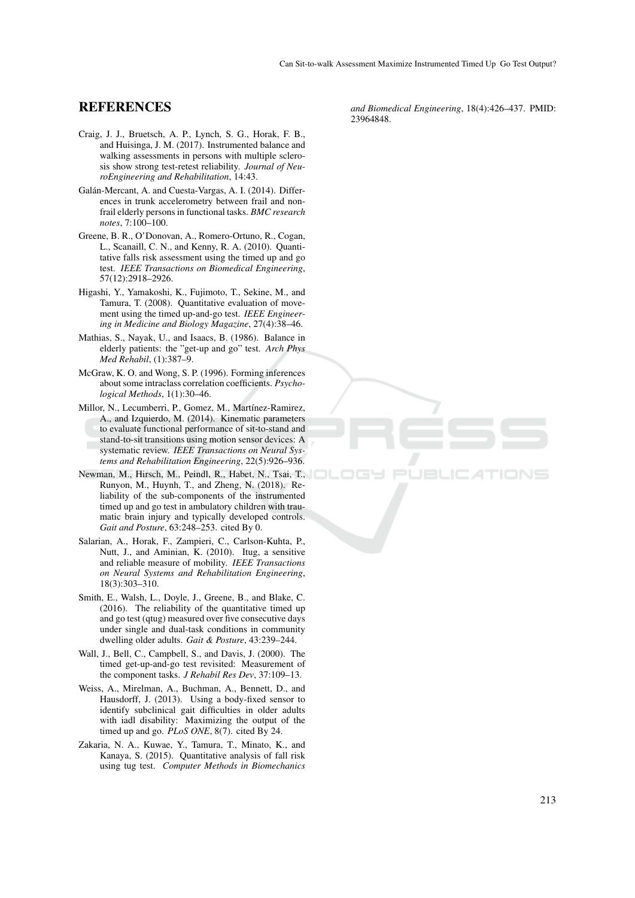## REFERENCES

Craig, J. J., Bruetsch, A. P., Lynch, S. G., Horak, F. B., and Huisinga, J. M. (2017). Instrumented balance and walking assessments in persons with multiple sclerosis show strong test-retest reliability. *Journal of NeuroEngineering and Rehabilitation*, 14:43.

Galán-Mercant, A. and Cuesta-Vargas, A. I. (2014). Differences in trunk accelerometry between frail and nonfrail elderly persons in functional tasks. *BMC research notes*, 7:100–100.

Greene, B. R., O'Donovan, A., Romero-Ortuno, R., Cogan, L., Scanaill, C. N., and Kenny, R. A. (2010). Quantitative falls risk assessment using the timed up and go test. *IEEE Transactions on Biomedical Engineering*, 57(12):2918–2926.

Higashi, Y., Yamakoshi, K., Fujimoto, T., Sekine, M., and Tamura, T. (2008). Quantitative evaluation of movement using the timed up-and-go test. *IEEE Engineering in Medicine and Biology Magazine*, 27(4):38–46.

Mathias, S., Nayak, U., and Isaacs, B. (1986). Balance in elderly patients: the "get-up and go" test. *Arch Phys Med Rehabil*, (1):387–9.

McGraw, K. O. and Wong, S. P. (1996). Forming inferences about some intraclass correlation coefficients. *Psychological Methods*, 1(1):30–46.

Millor, N., Lecumberri, P., Gomez, M., Martínez-Ramirez, A., and Izquierdo, M. (2014). Kinematic parameters to evaluate functional performance of sit-to-stand and stand-to-sit transitions using motion sensor devices: A systematic review. *IEEE Transactions on Neural Systems and Rehabilitation Engineering*, 22(5):926–936.

Newman, M., Hirsch, M., Peindl, R., Habet, N., Tsai, T., Runyon, M., Huynh, T., and Zheng, N. (2018). Reliability of the sub-components of the instrumented timed up and go test in ambulatory children with traumatic brain injury and typically developed controls. *Gait and Posture*, 63:248–253. cited By 0.

Salarian, A., Horak, F., Zampieri, C., Carlson-Kuhta, P., Nutt, J., and Aminian, K. (2010). Itug, a sensitive and reliable measure of mobility. *IEEE Transactions on Neural Systems and Rehabilitation Engineering*, 18(3):303–310.

Smith, E., Walsh, L., Doyle, J., Greene, B., and Blake, C. (2016). The reliability of the quantitative timed up and go test (qtug) measured over five consecutive days under single and dual-task conditions in community dwelling older adults. *Gait & Posture*, 43:239–244.

Wall, J., Bell, C., Campbell, S., and Davis, J. (2000). The timed get-up-and-go test revisited: Measurement of the component tasks. *J Rehabil Res Dev*, 37:109–13.

Weiss, A., Mirelman, A., Buchman, A., Bennett, D., and Hausdorff, J. (2013). Using a body-fixed sensor to identify subclinical gait difficulties in older adults with iadl disability: Maximizing the output of the timed up and go. *PLoS ONE*, 8(7). cited By 24.

Zakaria, N. A., Kuwae, Y., Tamura, T., Minato, K., and Kanaya, S. (2015). Quantitative analysis of fall risk using tug test. *Computer Methods in Biomechanics and Biomedical Engineering*, 18(4):426–437. PMID: 23964848.